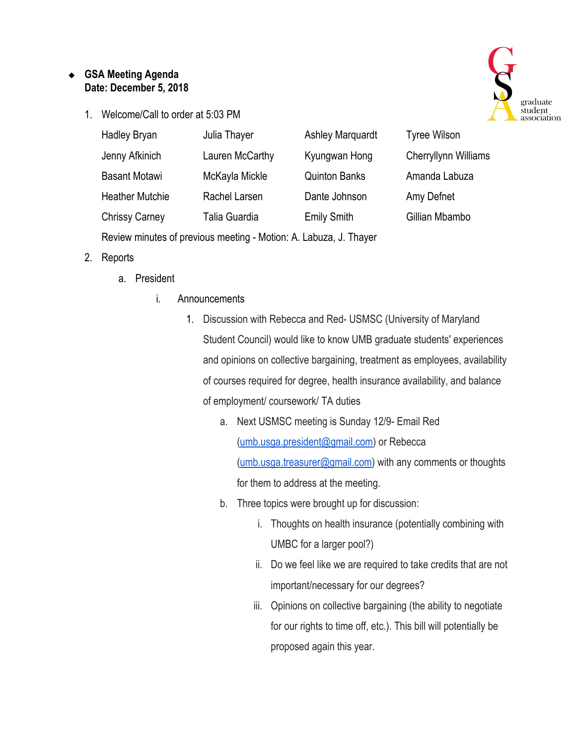- **GSA Meeting Agenda**
  **Date: December 5, 2018**

1. Welcome/Call to order at 5:03 PM

   | | | | |
   |---|---|---|---|
   | Hadley Bryan | Julia Thayer | Ashley Marquardt | Tyree Wilson |
   | Jenny Afkinich | Lauren McCarthy | Kyungwan Hong | Cherryllynn Williams |
   | Basant Motawi | McKayla Mickle | Quinton Banks | Amanda Labuza |
   | Heather Mutchie | Rachel Larsen | Dante Johnson | Amy Defnet |
   | Chrissy Carney | Talia Guardia | Emily Smith | Gillian Mbambo |

   Review minutes of previous meeting - Motion: A. Labuza, J. Thayer

2. Reports
   a. President
      i. Announcements
         1. Discussion with Rebecca and Red- USMSC (University of Maryland Student Council) would like to know UMB graduate students' experiences and opinions on collective bargaining, treatment as employees, availability of courses required for degree, health insurance availability, and balance of employment/ coursework/ TA duties
            a. Next USMSC meeting is Sunday 12/9- Email Red (umb.usga.president@gmail.com) or Rebecca (umb.usga.treasurer@gmail.com) with any comments or thoughts for them to address at the meeting.
            b. Three topics were brought up for discussion:
               i. Thoughts on health insurance (potentially combining with UMBC for a larger pool?)
               ii. Do we feel like we are required to take credits that are not important/necessary for our degrees?
               iii. Opinions on collective bargaining (the ability to negotiate for our rights to time off, etc.). This bill will potentially be proposed again this year.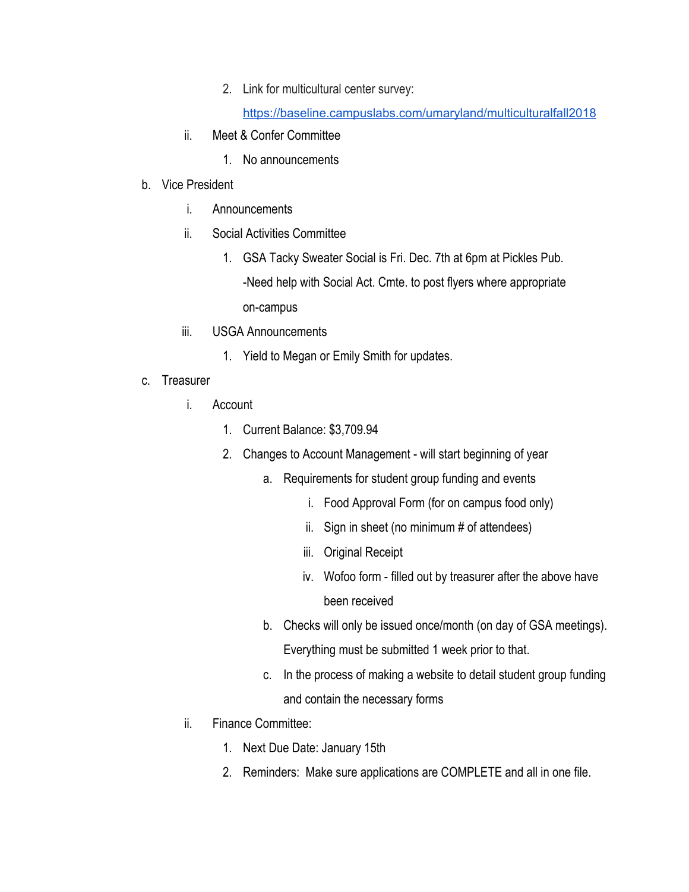2. Link for multicultural center survey: [https://baseline.campuslabs.com/umaryland/multiculturalfall2018](https://baseline.campuslabs.com/umaryland/multiculturalfall2018)
        ii. Meet & Confer Committee
            1. No announcements
    b. Vice President
        i. Announcements
        ii. Social Activities Committee
            1. GSA Tacky Sweater Social is Fri. Dec. 7th at 6pm at Pickles Pub.
               -Need help with Social Act. Cmte. to post flyers where appropriate on-campus
        iii. USGA Announcements
            1. Yield to Megan or Emily Smith for updates.
    c. Treasurer
        i. Account
            1. Current Balance: $3,709.94
            2. Changes to Account Management - will start beginning of year
                a. Requirements for student group funding and events
                    i. Food Approval Form (for on campus food only)
                    ii. Sign in sheet (no minimum # of attendees)
                    iii. Original Receipt
                    iv. Wofoo form - filled out by treasurer after the above have been received
                b. Checks will only be issued once/month (on day of GSA meetings). Everything must be submitted 1 week prior to that.
                c. In the process of making a website to detail student group funding and contain the necessary forms
        ii. Finance Committee:
            1. Next Due Date: January 15th
            2. Reminders: Make sure applications are COMPLETE and all in one file.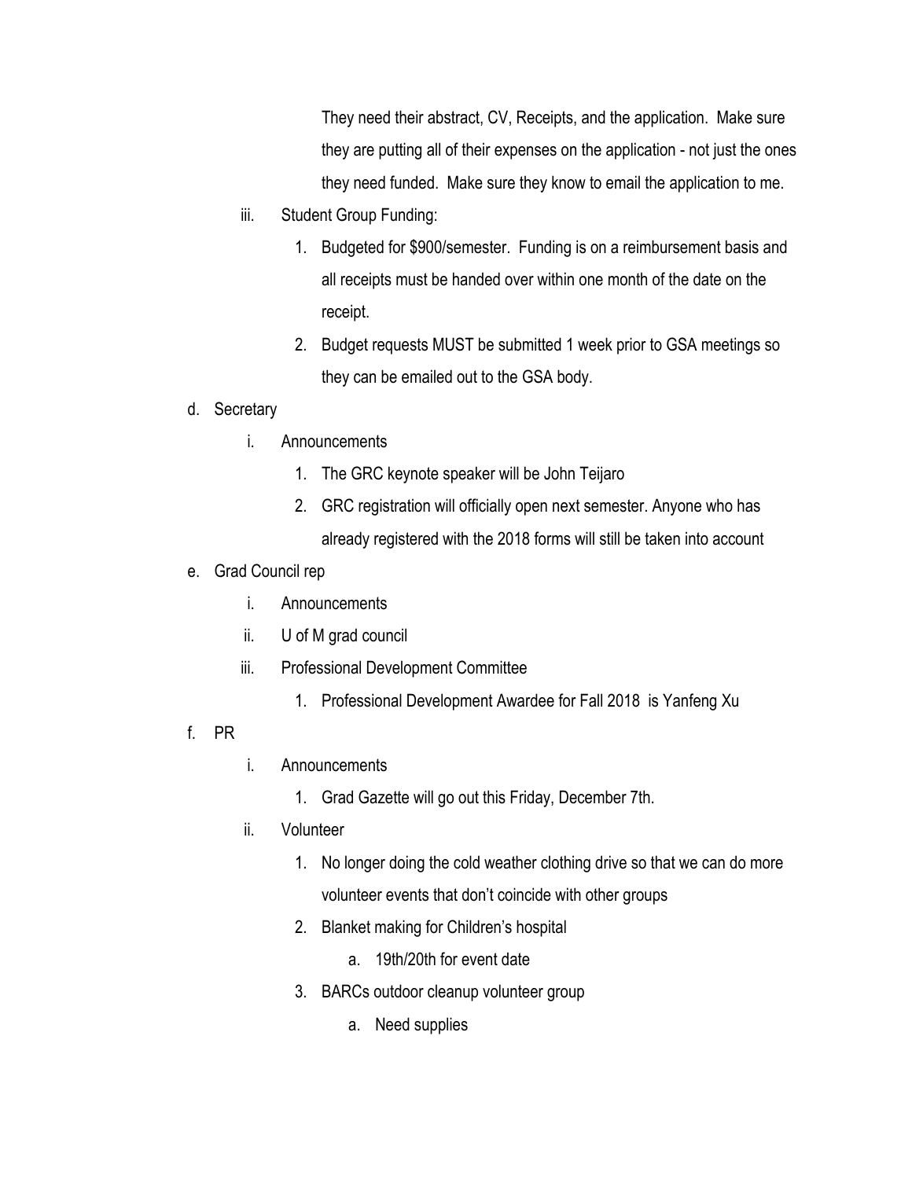They need their abstract, CV, Receipts, and the application. Make sure they are putting all of their expenses on the application - not just the ones they need funded. Make sure they know to email the application to me.

   iii. Student Group Funding:
      1. Budgeted for $900/semester. Funding is on a reimbursement basis and all receipts must be handed over within one month of the date on the receipt.
      2. Budget requests MUST be submitted 1 week prior to GSA meetings so they can be emailed out to the GSA body.

d. Secretary
   i. Announcements
      1. The GRC keynote speaker will be John Teijaro
      2. GRC registration will officially open next semester. Anyone who has already registered with the 2018 forms will still be taken into account

e. Grad Council rep
   i. Announcements
   ii. U of M grad council
   iii. Professional Development Committee
      1. Professional Development Awardee for Fall 2018 is Yanfeng Xu

f. PR
   i. Announcements
      1. Grad Gazette will go out this Friday, December 7th.
   ii. Volunteer
      1. No longer doing the cold weather clothing drive so that we can do more volunteer events that don't coincide with other groups
      2. Blanket making for Children's hospital
         a. 19th/20th for event date
      3. BARCs outdoor cleanup volunteer group
         a. Need supplies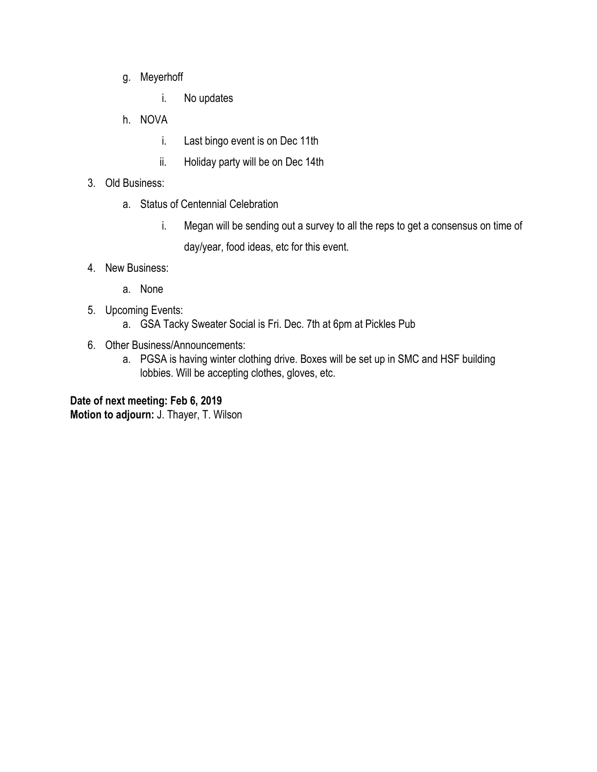g. Meyerhoff
        i. No updates
    h. NOVA
        i. Last bingo event is on Dec 11th
        ii. Holiday party will be on Dec 14th

3. Old Business:
    a. Status of Centennial Celebration
        i. Megan will be sending out a survey to all the reps to get a consensus on time of day/year, food ideas, etc for this event.
4. New Business:
    a. None
5. Upcoming Events:
    a. GSA Tacky Sweater Social is Fri. Dec. 7th at 6pm at Pickles Pub
6. Other Business/Announcements:
    a. PGSA is having winter clothing drive. Boxes will be set up in SMC and HSF building lobbies. Will be accepting clothes, gloves, etc.

**Date of next meeting: Feb 6, 2019**
**Motion to adjourn:** J. Thayer, T. Wilson